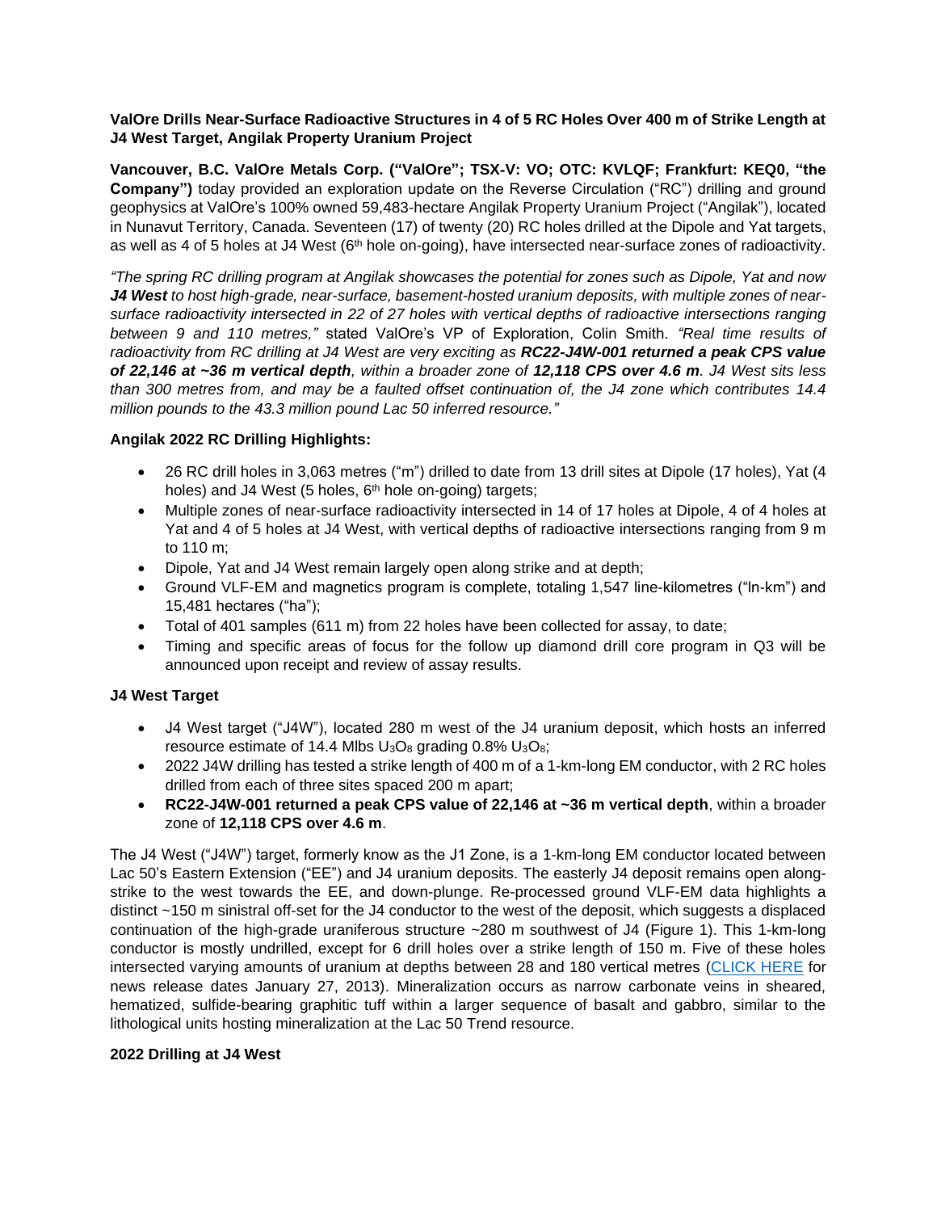**ValOre Drills Near-Surface Radioactive Structures in 4 of 5 RC Holes Over 400 m of Strike Length at J4 West Target, Angilak Property Uranium Project**

**Vancouver, B.C. ValOre Metals Corp. ("ValOre"; TSX-V: VO; OTC: KVLQF; Frankfurt: KEQ0, "the Company")** today provided an exploration update on the Reverse Circulation ("RC") drilling and ground geophysics at ValOre's 100% owned 59,483-hectare Angilak Property Uranium Project ("Angilak"), located in Nunavut Territory, Canada. Seventeen (17) of twenty (20) RC holes drilled at the Dipole and Yat targets, as well as 4 of 5 holes at J4 West (6th hole on-going), have intersected near-surface zones of radioactivity.

*"The spring RC drilling program at Angilak showcases the potential for zones such as Dipole, Yat and now **J4 West** to host high-grade, near-surface, basement-hosted uranium deposits, with multiple zones of near-surface radioactivity intersected in 22 of 27 holes with vertical depths of radioactive intersections ranging between 9 and 110 metres,"* stated ValOre's VP of Exploration, Colin Smith. *"Real time results of radioactivity from RC drilling at J4 West are very exciting as **RC22-J4W-001 returned a peak CPS value of 22,146 at ~36 m vertical depth**, within a broader zone of **12,118 CPS over 4.6 m**. J4 West sits less than 300 metres from, and may be a faulted offset continuation of, the J4 zone which contributes 14.4 million pounds to the 43.3 million pound Lac 50 inferred resource."*

**Angilak 2022 RC Drilling Highlights:**

- 26 RC drill holes in 3,063 metres ("m") drilled to date from 13 drill sites at Dipole (17 holes), Yat (4 holes) and J4 West (5 holes, 6th hole on-going) targets;
- Multiple zones of near-surface radioactivity intersected in 14 of 17 holes at Dipole, 4 of 4 holes at Yat and 4 of 5 holes at J4 West, with vertical depths of radioactive intersections ranging from 9 m to 110 m;
- Dipole, Yat and J4 West remain largely open along strike and at depth;
- Ground VLF-EM and magnetics program is complete, totaling 1,547 line-kilometres ("ln-km") and 15,481 hectares ("ha");
- Total of 401 samples (611 m) from 22 holes have been collected for assay, to date;
- Timing and specific areas of focus for the follow up diamond drill core program in Q3 will be announced upon receipt and review of assay results.

**J4 West Target**

- J4 West target ("J4W"), located 280 m west of the J4 uranium deposit, which hosts an inferred resource estimate of 14.4 Mlbs $U_3O_8$ grading 0.8% $U_3O_8$;
- 2022 J4W drilling has tested a strike length of 400 m of a 1-km-long EM conductor, with 2 RC holes drilled from each of three sites spaced 200 m apart;
- **RC22-J4W-001 returned a peak CPS value of 22,146 at ~36 m vertical depth**, within a broader zone of **12,118 CPS over 4.6 m**.

The J4 West ("J4W") target, formerly know as the J1 Zone, is a 1-km-long EM conductor located between Lac 50's Eastern Extension ("EE") and J4 uranium deposits. The easterly J4 deposit remains open along-strike to the west towards the EE, and down-plunge. Re-processed ground VLF-EM data highlights a distinct ~150 m sinistral off-set for the J4 conductor to the west of the deposit, which suggests a displaced continuation of the high-grade uraniferous structure ~280 m southwest of J4 (Figure 1). This 1-km-long conductor is mostly undrilled, except for 6 drill holes over a strike length of 150 m. Five of these holes intersected varying amounts of uranium at depths between 28 and 180 vertical metres (CLICK HERE for news release dates January 27, 2013). Mineralization occurs as narrow carbonate veins in sheared, hematized, sulfide-bearing graphitic tuff within a larger sequence of basalt and gabbro, similar to the lithological units hosting mineralization at the Lac 50 Trend resource.

**2022 Drilling at J4 West**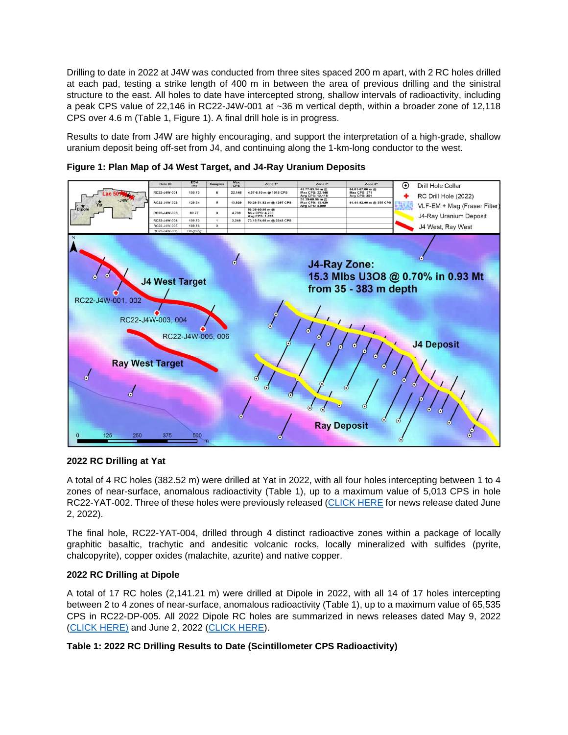Drilling to date in 2022 at J4W was conducted from three sites spaced 200 m apart, with 2 RC holes drilled at each pad, testing a strike length of 400 m in between the area of previous drilling and the sinistral structure to the east. All holes to date have intercepted strong, shallow intervals of radioactivity, including a peak CPS value of 22,146 in RC22-J4W-001 at ~36 m vertical depth, within a broader zone of 12,118 CPS over 4.6 m (Table 1, Figure 1). A final drill hole is in progress.

Results to date from J4W are highly encouraging, and support the interpretation of a high-grade, shallow uranium deposit being off-set from J4, and continuing along the 1-km-long conductor to the west.

**Figure 1: Plan Map of J4 West Target, and J4-Ray Uranium Deposits**

| Hole ID | EOH (m) | Samples | Max CPS | Zone 1* | Zone 2* | Zone 3* |
|---|---|---|---|---|---|---|
| RC22-J4W-001 | 109.73 | 6 | 22,146 | 4.57-6.10 m @ 1015 CPS | 48.77-53.34 m @ Max CPS: 22,146 Avg CPS: 12,118 | 64.01-67.06 m @ Max CPS: 371 Avg CPS: 351 |
| RC22-J4W-002 | 129.54 | 5 | 13,929 | 50.29-51.82 m @ 1297 CPS | 56.39-60.96 m @ Max CPS: 13,929 Avg CPS: 4,899 | 91.44-92.96 m @ 355 CPS |
| RC22-J4W-003 | 80.77 | 3 | 4,788 | 56.39-60.96 m @ Max CPS: 4,788 Avg CPS: 1,893 | | |
| RC22-J4W-004 | 109.73 | 1 | 2,248 | 73.15-74.68 m @ 2248 CPS | | |
| RC22-J4W-005 | 109.73 | 0 | | | | |
| RC22-J4W-006 | On-going | | | | | |

Legend: Drill Hole Collar; RC Drill Hole (2022); VLF-EM + Mag (Fraser Filter); J4-Ray Uranium Deposit; J4 West, Ray West

J4-Ray Zone: 15.3 Mlbs U3O8 @ 0.70% in 0.93 Mt from 35 - 383 m depth

J4 West Target; RC22-J4W-001, 002; RC22-J4W-003, 004; RC22-J4W-005, 006; Ray West Target; J4 Deposit; Ray Deposit

### 2022 RC Drilling at Yat

A total of 4 RC holes (382.52 m) were drilled at Yat in 2022, with all four holes intercepting between 1 to 4 zones of near-surface, anomalous radioactivity (Table 1), up to a maximum value of 5,013 CPS in hole RC22-YAT-002. Three of these holes were previously released (CLICK HERE for news release dated June 2, 2022).

The final hole, RC22-YAT-004, drilled through 4 distinct radioactive zones within a package of locally graphitic basaltic, trachytic and andesitic volcanic rocks, locally mineralized with sulfides (pyrite, chalcopyrite), copper oxides (malachite, azurite) and native copper.

### 2022 RC Drilling at Dipole

A total of 17 RC holes (2,141.21 m) were drilled at Dipole in 2022, with all 14 of 17 holes intercepting between 2 to 4 zones of near-surface, anomalous radioactivity (Table 1), up to a maximum value of 65,535 CPS in RC22-DP-005. All 2022 Dipole RC holes are summarized in news releases dated May 9, 2022 (CLICK HERE) and June 2, 2022 (CLICK HERE).

**Table 1: 2022 RC Drilling Results to Date (Scintillometer CPS Radioactivity)**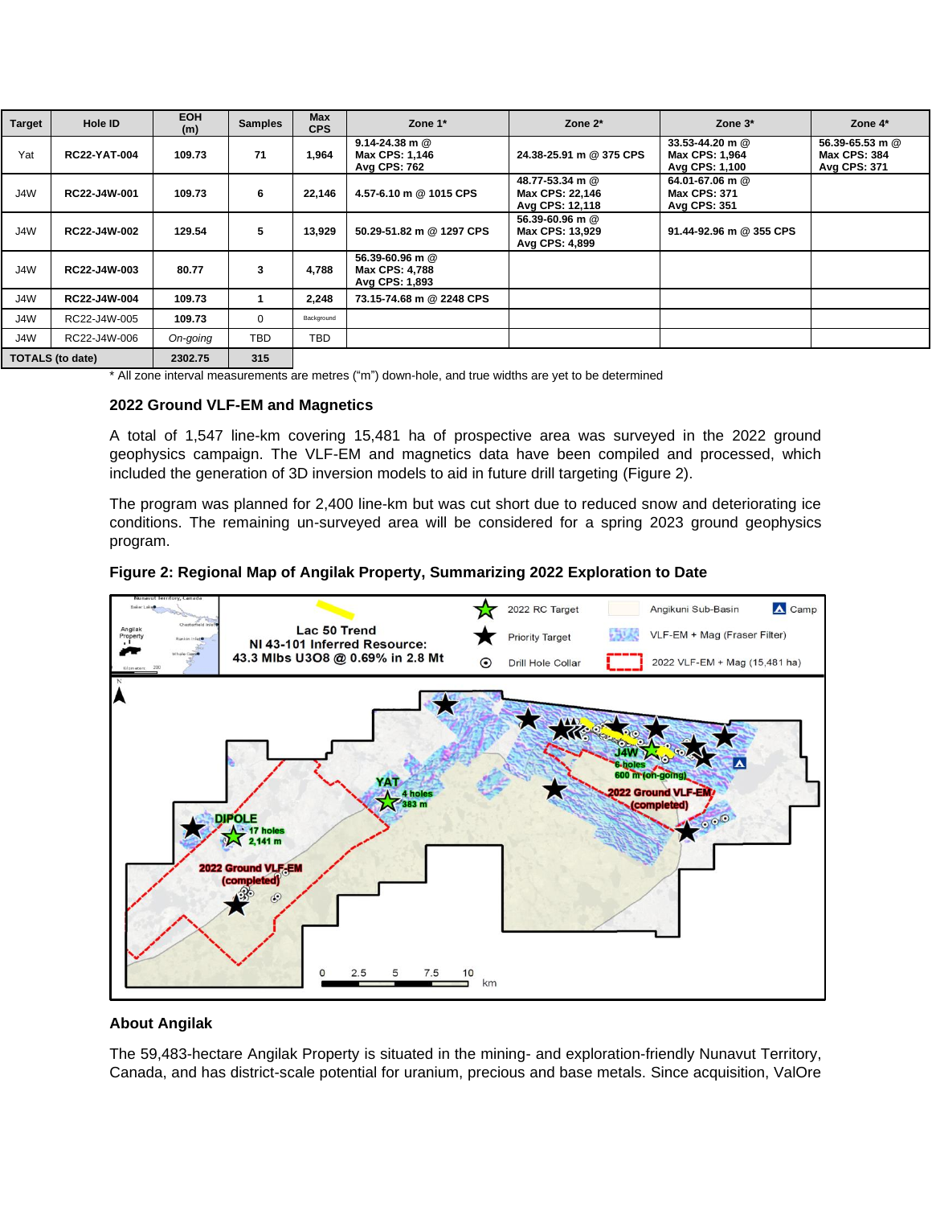| Target | Hole ID | EOH (m) | Samples | Max CPS | Zone 1* | Zone 2* | Zone 3* | Zone 4* |
|---|---|---|---|---|---|---|---|---|
| Yat | **RC22-YAT-004** | **109.73** | **71** | **1,964** | **9.14-24.38 m @ Max CPS: 1,146 Avg CPS: 762** | **24.38-25.91 m @ 375 CPS** | **33.53-44.20 m @ Max CPS: 1,964 Avg CPS: 1,100** | **56.39-65.53 m @ Max CPS: 384 Avg CPS: 371** |
| J4W | **RC22-J4W-001** | **109.73** | **6** | **22,146** | **4.57-6.10 m @ 1015 CPS** | **48.77-53.34 m @ Max CPS: 22,146 Avg CPS: 12,118** | **64.01-67.06 m @ Max CPS: 371 Avg CPS: 351** | |
| J4W | **RC22-J4W-002** | **129.54** | **5** | **13,929** | **50.29-51.82 m @ 1297 CPS** | **56.39-60.96 m @ Max CPS: 13,929 Avg CPS: 4,899** | **91.44-92.96 m @ 355 CPS** | |
| J4W | **RC22-J4W-003** | **80.77** | **3** | **4,788** | **56.39-60.96 m @ Max CPS: 4,788 Avg CPS: 1,893** | | | |
| J4W | **RC22-J4W-004** | **109.73** | **1** | **2,248** | **73.15-74.68 m @ 2248 CPS** | | | |
| J4W | RC22-J4W-005 | **109.73** | 0 | Background | | | | |
| J4W | RC22-J4W-006 | *On-going* | TBD | TBD | | | | |
| **TOTALS (to date)** | | **2302.75** | **315** | | | | | |

\* All zone interval measurements are metres ("m") down-hole, and true widths are yet to be determined

### 2022 Ground VLF-EM and Magnetics

A total of 1,547 line-km covering 15,481 ha of prospective area was surveyed in the 2022 ground geophysics campaign. The VLF-EM and magnetics data have been compiled and processed, which included the generation of 3D inversion models to aid in future drill targeting (Figure 2).

The program was planned for 2,400 line-km but was cut short due to reduced snow and deteriorating ice conditions. The remaining un-surveyed area will be considered for a spring 2023 ground geophysics program.

**Figure 2: Regional Map of Angilak Property, Summarizing 2022 Exploration to Date**

### About Angilak

The 59,483-hectare Angilak Property is situated in the mining- and exploration-friendly Nunavut Territory, Canada, and has district-scale potential for uranium, precious and base metals. Since acquisition, ValOre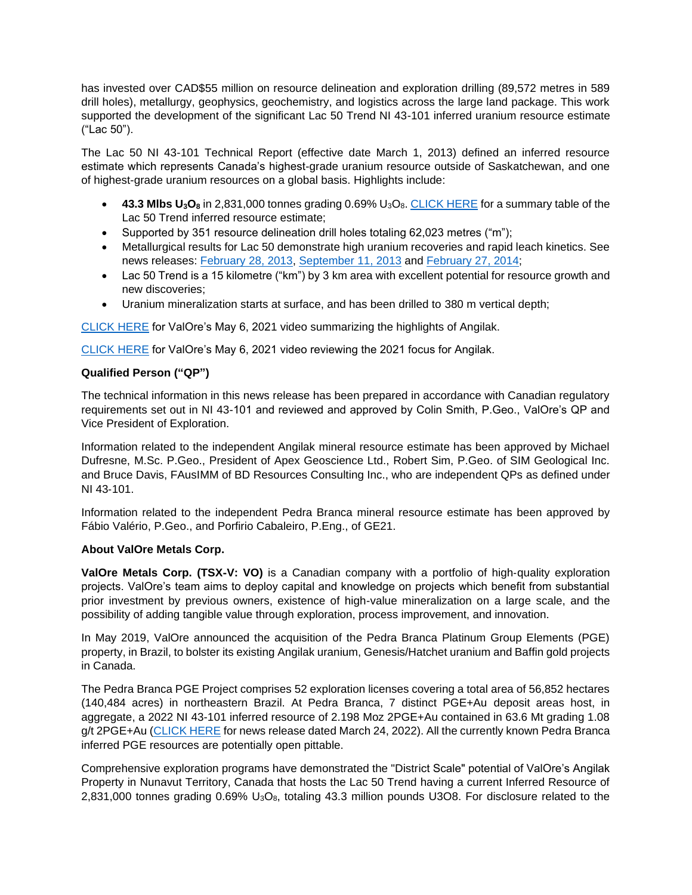has invested over CAD$55 million on resource delineation and exploration drilling (89,572 metres in 589 drill holes), metallurgy, geophysics, geochemistry, and logistics across the large land package. This work supported the development of the significant Lac 50 Trend NI 43-101 inferred uranium resource estimate ("Lac 50").

The Lac 50 NI 43-101 Technical Report (effective date March 1, 2013) defined an inferred resource estimate which represents Canada's highest-grade uranium resource outside of Saskatchewan, and one of highest-grade uranium resources on a global basis. Highlights include:

- **43.3 Mlbs $U_3O_8$** in 2,831,000 tonnes grading 0.69% $U_3O_8$. CLICK HERE for a summary table of the Lac 50 Trend inferred resource estimate;
- Supported by 351 resource delineation drill holes totaling 62,023 metres ("m");
- Metallurgical results for Lac 50 demonstrate high uranium recoveries and rapid leach kinetics. See news releases: February 28, 2013, September 11, 2013 and February 27, 2014;
- Lac 50 Trend is a 15 kilometre ("km") by 3 km area with excellent potential for resource growth and new discoveries;
- Uranium mineralization starts at surface, and has been drilled to 380 m vertical depth;

CLICK HERE for ValOre's May 6, 2021 video summarizing the highlights of Angilak.

CLICK HERE for ValOre's May 6, 2021 video reviewing the 2021 focus for Angilak.

**Qualified Person ("QP")**

The technical information in this news release has been prepared in accordance with Canadian regulatory requirements set out in NI 43-101 and reviewed and approved by Colin Smith, P.Geo., ValOre's QP and Vice President of Exploration.

Information related to the independent Angilak mineral resource estimate has been approved by Michael Dufresne, M.Sc. P.Geo., President of Apex Geoscience Ltd., Robert Sim, P.Geo. of SIM Geological Inc. and Bruce Davis, FAusIMM of BD Resources Consulting Inc., who are independent QPs as defined under NI 43-101.

Information related to the independent Pedra Branca mineral resource estimate has been approved by Fábio Valério, P.Geo., and Porfirio Cabaleiro, P.Eng., of GE21.

**About ValOre Metals Corp.**

**ValOre Metals Corp. (TSX-V: VO)** is a Canadian company with a portfolio of high-quality exploration projects. ValOre's team aims to deploy capital and knowledge on projects which benefit from substantial prior investment by previous owners, existence of high-value mineralization on a large scale, and the possibility of adding tangible value through exploration, process improvement, and innovation.

In May 2019, ValOre announced the acquisition of the Pedra Branca Platinum Group Elements (PGE) property, in Brazil, to bolster its existing Angilak uranium, Genesis/Hatchet uranium and Baffin gold projects in Canada.

The Pedra Branca PGE Project comprises 52 exploration licenses covering a total area of 56,852 hectares (140,484 acres) in northeastern Brazil. At Pedra Branca, 7 distinct PGE+Au deposit areas host, in aggregate, a 2022 NI 43-101 inferred resource of 2.198 Moz 2PGE+Au contained in 63.6 Mt grading 1.08 g/t 2PGE+Au (CLICK HERE for news release dated March 24, 2022). All the currently known Pedra Branca inferred PGE resources are potentially open pittable.

Comprehensive exploration programs have demonstrated the "District Scale" potential of ValOre's Angilak Property in Nunavut Territory, Canada that hosts the Lac 50 Trend having a current Inferred Resource of 2,831,000 tonnes grading 0.69% $U_3O_8$, totaling 43.3 million pounds U3O8. For disclosure related to the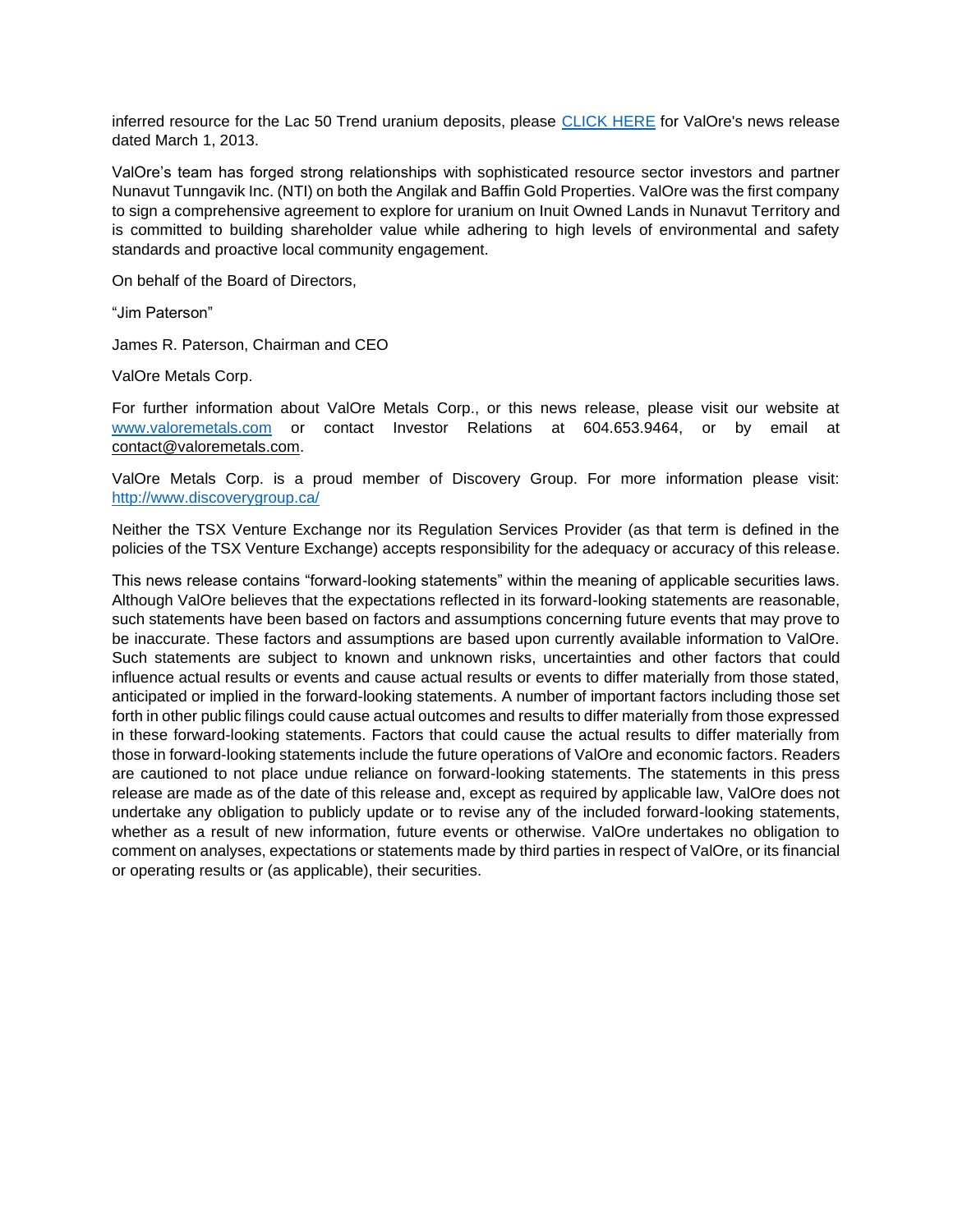inferred resource for the Lac 50 Trend uranium deposits, please [CLICK HERE] for ValOre's news release dated March 1, 2013.

ValOre's team has forged strong relationships with sophisticated resource sector investors and partner Nunavut Tunngavik Inc. (NTI) on both the Angilak and Baffin Gold Properties. ValOre was the first company to sign a comprehensive agreement to explore for uranium on Inuit Owned Lands in Nunavut Territory and is committed to building shareholder value while adhering to high levels of environmental and safety standards and proactive local community engagement.

On behalf of the Board of Directors,

"Jim Paterson"

James R. Paterson, Chairman and CEO

ValOre Metals Corp.

For further information about ValOre Metals Corp., or this news release, please visit our website at www.valoremetals.com or contact Investor Relations at 604.653.9464, or by email at contact@valoremetals.com.

ValOre Metals Corp. is a proud member of Discovery Group. For more information please visit: http://www.discoverygroup.ca/

Neither the TSX Venture Exchange nor its Regulation Services Provider (as that term is defined in the policies of the TSX Venture Exchange) accepts responsibility for the adequacy or accuracy of this release.

This news release contains "forward-looking statements" within the meaning of applicable securities laws. Although ValOre believes that the expectations reflected in its forward-looking statements are reasonable, such statements have been based on factors and assumptions concerning future events that may prove to be inaccurate. These factors and assumptions are based upon currently available information to ValOre. Such statements are subject to known and unknown risks, uncertainties and other factors that could influence actual results or events and cause actual results or events to differ materially from those stated, anticipated or implied in the forward-looking statements. A number of important factors including those set forth in other public filings could cause actual outcomes and results to differ materially from those expressed in these forward-looking statements. Factors that could cause the actual results to differ materially from those in forward-looking statements include the future operations of ValOre and economic factors. Readers are cautioned to not place undue reliance on forward-looking statements. The statements in this press release are made as of the date of this release and, except as required by applicable law, ValOre does not undertake any obligation to publicly update or to revise any of the included forward-looking statements, whether as a result of new information, future events or otherwise. ValOre undertakes no obligation to comment on analyses, expectations or statements made by third parties in respect of ValOre, or its financial or operating results or (as applicable), their securities.